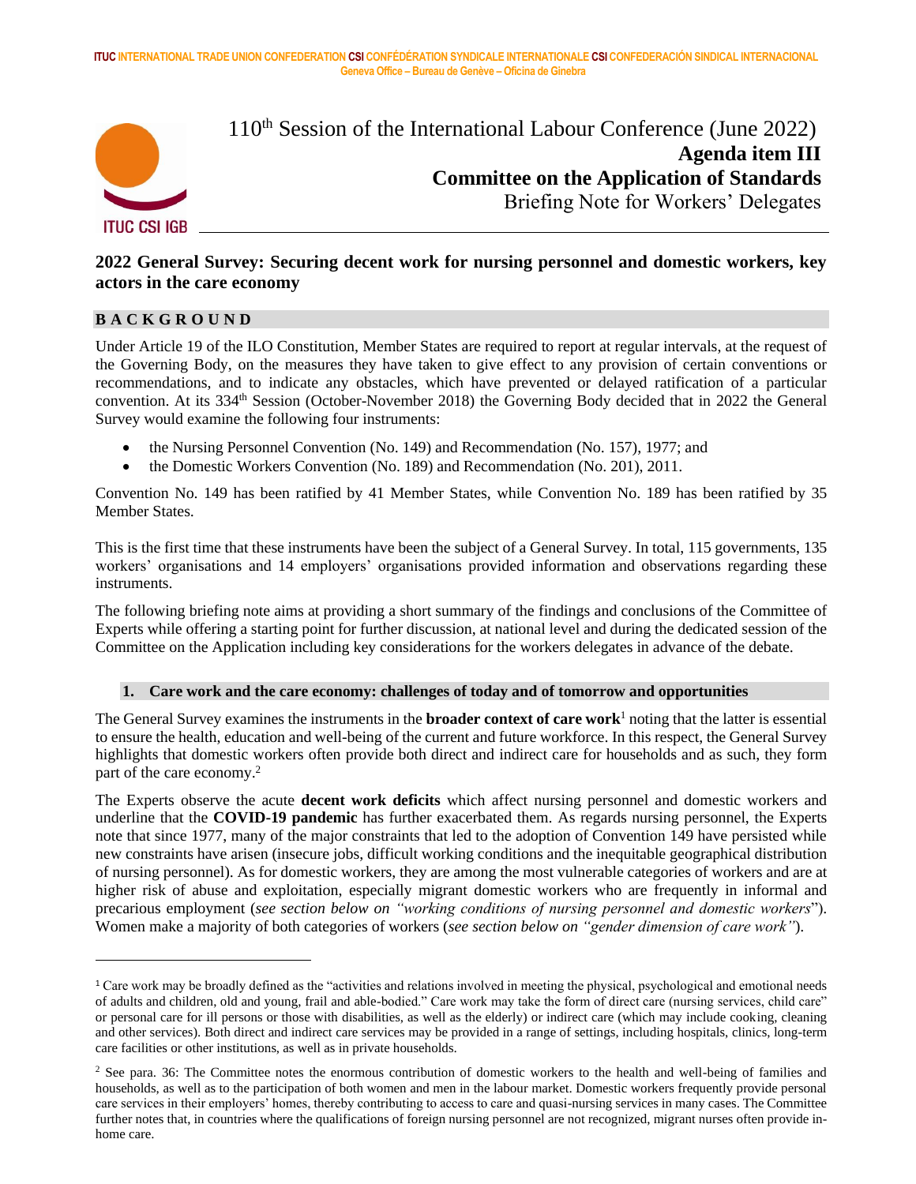ITUC INTERNATIONAL TRADE UNION CONFEDERATION CSI CONFÉDÉRATION SYNDICALE INTERNATIONALE CSI CONFEDERACIÓN SINDICAL INTERNACIONAL
Geneva Office – Bureau de Genève – Oficina de Ginebra

ITUC CSI IGB

110th Session of the International Labour Conference (June 2022)
**Agenda item III**
**Committee on the Application of Standards**
Briefing Note for Workers' Delegates

## 2022 General Survey: Securing decent work for nursing personnel and domestic workers, key actors in the care economy

### BACKGROUND

Under Article 19 of the ILO Constitution, Member States are required to report at regular intervals, at the request of the Governing Body, on the measures they have taken to give effect to any provision of certain conventions or recommendations, and to indicate any obstacles, which have prevented or delayed ratification of a particular convention. At its 334th Session (October-November 2018) the Governing Body decided that in 2022 the General Survey would examine the following four instruments:

- the Nursing Personnel Convention (No. 149) and Recommendation (No. 157), 1977; and
- the Domestic Workers Convention (No. 189) and Recommendation (No. 201), 2011.

Convention No. 149 has been ratified by 41 Member States, while Convention No. 189 has been ratified by 35 Member States.

This is the first time that these instruments have been the subject of a General Survey. In total, 115 governments, 135 workers' organisations and 14 employers' organisations provided information and observations regarding these instruments.

The following briefing note aims at providing a short summary of the findings and conclusions of the Committee of Experts while offering a starting point for further discussion, at national level and during the dedicated session of the Committee on the Application including key considerations for the workers delegates in advance of the debate.

### 1. Care work and the care economy: challenges of today and of tomorrow and opportunities

The General Survey examines the instruments in the **broader context of care work**[1] noting that the latter is essential to ensure the health, education and well-being of the current and future workforce. In this respect, the General Survey highlights that domestic workers often provide both direct and indirect care for households and as such, they form part of the care economy.[2]

The Experts observe the acute **decent work deficits** which affect nursing personnel and domestic workers and underline that the **COVID-19 pandemic** has further exacerbated them. As regards nursing personnel, the Experts note that since 1977, many of the major constraints that led to the adoption of Convention 149 have persisted while new constraints have arisen (insecure jobs, difficult working conditions and the inequitable geographical distribution of nursing personnel). As for domestic workers, they are among the most vulnerable categories of workers and are at higher risk of abuse and exploitation, especially migrant domestic workers who are frequently in informal and precarious employment (*see section below on "working conditions of nursing personnel and domestic workers*"). Women make a majority of both categories of workers (*see section below on "gender dimension of care work"*).

---

[1] Care work may be broadly defined as the "activities and relations involved in meeting the physical, psychological and emotional needs of adults and children, old and young, frail and able-bodied." Care work may take the form of direct care (nursing services, child care" or personal care for ill persons or those with disabilities, as well as the elderly) or indirect care (which may include cooking, cleaning and other services). Both direct and indirect care services may be provided in a range of settings, including hospitals, clinics, long-term care facilities or other institutions, as well as in private households.

[2] See para. 36: The Committee notes the enormous contribution of domestic workers to the health and well-being of families and households, as well as to the participation of both women and men in the labour market. Domestic workers frequently provide personal care services in their employers' homes, thereby contributing to access to care and quasi-nursing services in many cases. The Committee further notes that, in countries where the qualifications of foreign nursing personnel are not recognized, migrant nurses often provide in-home care.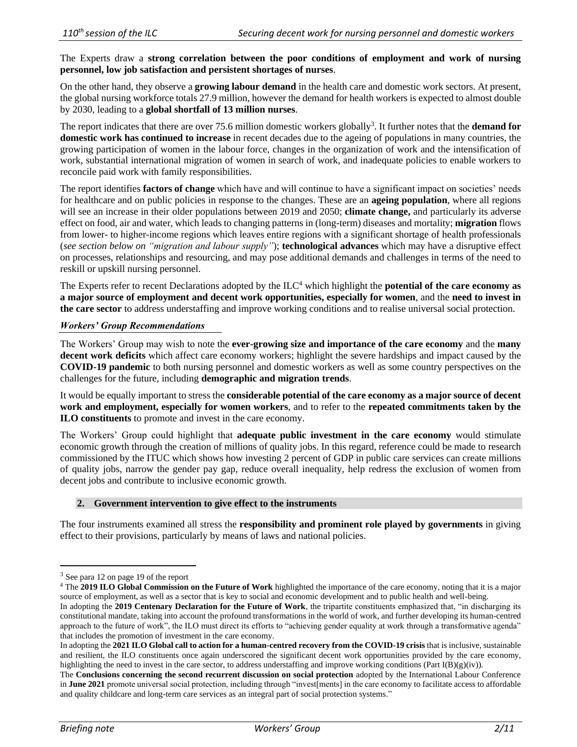The Experts draw a **strong correlation between the poor conditions of employment and work of nursing personnel, low job satisfaction and persistent shortages of nurses**.

On the other hand, they observe a **growing labour demand** in the health care and domestic work sectors. At present, the global nursing workforce totals 27.9 million, however the demand for health workers is expected to almost double by 2030, leading to a **global shortfall of 13 million nurses**.

The report indicates that there are over 75.6 million domestic workers globally[3]. It further notes that the **demand for domestic work has continued to increase** in recent decades due to the ageing of populations in many countries, the growing participation of women in the labour force, changes in the organization of work and the intensification of work, substantial international migration of women in search of work, and inadequate policies to enable workers to reconcile paid work with family responsibilities.

The report identifies **factors of change** which have and will continue to have a significant impact on societies' needs for healthcare and on public policies in response to the changes. These are an **ageing population**, where all regions will see an increase in their older populations between 2019 and 2050; **climate change,** and particularly its adverse effect on food, air and water, which leads to changing patterns in (long-term) diseases and mortality; **migration** flows from lower- to higher-income regions which leaves entire regions with a significant shortage of health professionals (*see section below on "migration and labour supply"*); **technological advances** which may have a disruptive effect on processes, relationships and resourcing, and may pose additional demands and challenges in terms of the need to reskill or upskill nursing personnel.

The Experts refer to recent Declarations adopted by the ILC[4] which highlight the **potential of the care economy as a major source of employment and decent work opportunities, especially for women**, and the **need to invest in the care sector** to address understaffing and improve working conditions and to realise universal social protection.

***Workers' Group Recommendations***

The Workers' Group may wish to note the **ever-growing size and importance of the care economy** and the **many decent work deficits** which affect care economy workers; highlight the severe hardships and impact caused by the **COVID-19 pandemic** to both nursing personnel and domestic workers as well as some country perspectives on the challenges for the future, including **demographic and migration trends**.

It would be equally important to stress the **considerable potential of the care economy as a major source of decent work and employment, especially for women workers**, and to refer to the **repeated commitments taken by the ILO constituents** to promote and invest in the care economy.

The Workers' Group could highlight that **adequate public investment in the care economy** would stimulate economic growth through the creation of millions of quality jobs. In this regard, reference could be made to research commissioned by the ITUC which shows how investing 2 percent of GDP in public care services can create millions of quality jobs, narrow the gender pay gap, reduce overall inequality, help redress the exclusion of women from decent jobs and contribute to inclusive economic growth.

## 2. Government intervention to give effect to the instruments

The four instruments examined all stress the **responsibility and prominent role played by governments** in giving effect to their provisions, particularly by means of laws and national policies.

---

[3] See para 12 on page 19 of the report

[4] The **2019 ILO Global Commission on the Future of Work** highlighted the importance of the care economy, noting that it is a major source of employment, as well as a sector that is key to social and economic development and to public health and well-being.

In adopting the **2019 Centenary Declaration for the Future of Work**, the tripartite constituents emphasized that, "in discharging its constitutional mandate, taking into account the profound transformations in the world of work, and further developing its human-centred approach to the future of work", the ILO must direct its efforts to "achieving gender equality at work through a transformative agenda" that includes the promotion of investment in the care economy.

In adopting the **2021 ILO Global call to action for a human-centred recovery from the COVID-19 crisis** that is inclusive, sustainable and resilient, the ILO constituents once again underscored the significant decent work opportunities provided by the care economy, highlighting the need to invest in the care sector, to address understaffing and improve working conditions (Part I(B)(g)(iv)).

The **Conclusions concerning the second recurrent discussion on social protection** adopted by the International Labour Conference in **June 2021** promote universal social protection, including through "invest[ments] in the care economy to facilitate access to affordable and quality childcare and long-term care services as an integral part of social protection systems."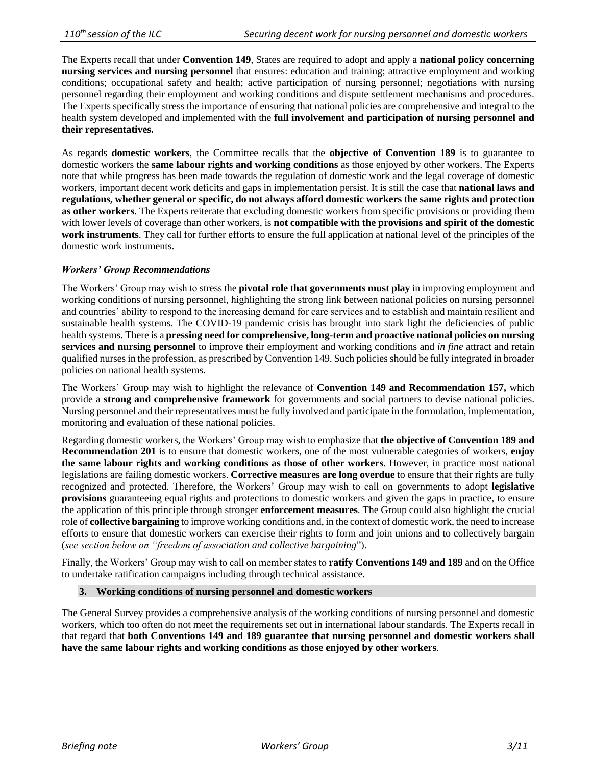The Experts recall that under **Convention 149**, States are required to adopt and apply a **national policy concerning nursing services and nursing personnel** that ensures: education and training; attractive employment and working conditions; occupational safety and health; active participation of nursing personnel; negotiations with nursing personnel regarding their employment and working conditions and dispute settlement mechanisms and procedures. The Experts specifically stress the importance of ensuring that national policies are comprehensive and integral to the health system developed and implemented with the **full involvement and participation of nursing personnel and their representatives.**

As regards **domestic workers**, the Committee recalls that the **objective of Convention 189** is to guarantee to domestic workers the **same labour rights and working conditions** as those enjoyed by other workers. The Experts note that while progress has been made towards the regulation of domestic work and the legal coverage of domestic workers, important decent work deficits and gaps in implementation persist. It is still the case that **national laws and regulations, whether general or specific, do not always afford domestic workers the same rights and protection as other workers**. The Experts reiterate that excluding domestic workers from specific provisions or providing them with lower levels of coverage than other workers, is **not compatible with the provisions and spirit of the domestic work instruments**. They call for further efforts to ensure the full application at national level of the principles of the domestic work instruments.

***Workers' Group Recommendations***

The Workers' Group may wish to stress the **pivotal role that governments must play** in improving employment and working conditions of nursing personnel, highlighting the strong link between national policies on nursing personnel and countries' ability to respond to the increasing demand for care services and to establish and maintain resilient and sustainable health systems. The COVID-19 pandemic crisis has brought into stark light the deficiencies of public health systems. There is a **pressing need for comprehensive, long-term and proactive national policies on nursing services and nursing personnel** to improve their employment and working conditions and *in fine* attract and retain qualified nurses in the profession, as prescribed by Convention 149. Such policies should be fully integrated in broader policies on national health systems.

The Workers' Group may wish to highlight the relevance of **Convention 149 and Recommendation 157,** which provide a **strong and comprehensive framework** for governments and social partners to devise national policies. Nursing personnel and their representatives must be fully involved and participate in the formulation, implementation, monitoring and evaluation of these national policies.

Regarding domestic workers, the Workers' Group may wish to emphasize that **the objective of Convention 189 and Recommendation 201** is to ensure that domestic workers, one of the most vulnerable categories of workers, **enjoy the same labour rights and working conditions as those of other workers**. However, in practice most national legislations are failing domestic workers. **Corrective measures are long overdue** to ensure that their rights are fully recognized and protected. Therefore, the Workers' Group may wish to call on governments to adopt **legislative provisions** guaranteeing equal rights and protections to domestic workers and given the gaps in practice, to ensure the application of this principle through stronger **enforcement measures**. The Group could also highlight the crucial role of **collective bargaining** to improve working conditions and, in the context of domestic work, the need to increase efforts to ensure that domestic workers can exercise their rights to form and join unions and to collectively bargain (*see section below on "freedom of association and collective bargaining*").

Finally, the Workers' Group may wish to call on member states to **ratify Conventions 149 and 189** and on the Office to undertake ratification campaigns including through technical assistance.

## 3. Working conditions of nursing personnel and domestic workers

The General Survey provides a comprehensive analysis of the working conditions of nursing personnel and domestic workers, which too often do not meet the requirements set out in international labour standards. The Experts recall in that regard that **both Conventions 149 and 189 guarantee that nursing personnel and domestic workers shall have the same labour rights and working conditions as those enjoyed by other workers**.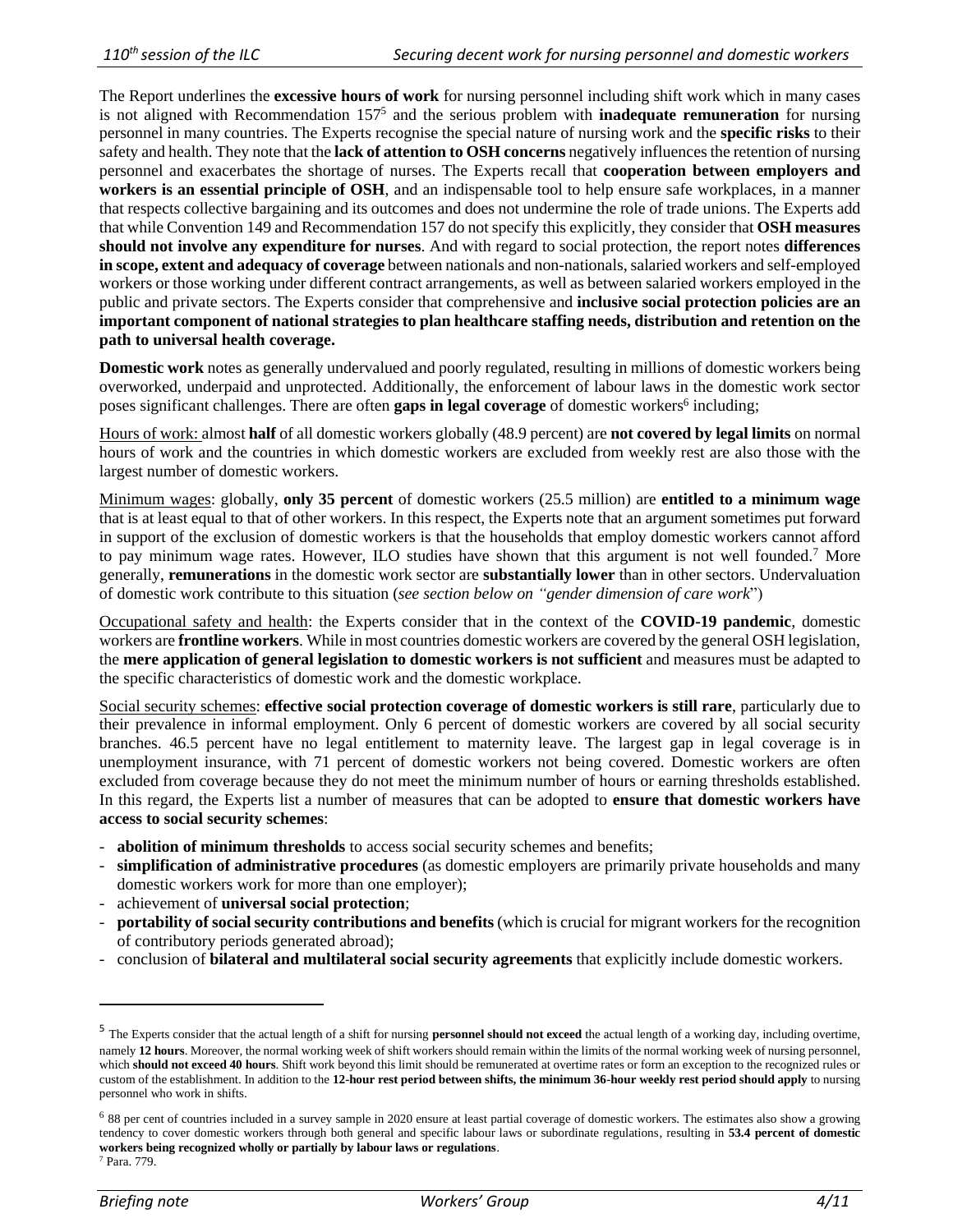The Report underlines the **excessive hours of work** for nursing personnel including shift work which in many cases is not aligned with Recommendation 157[5] and the serious problem with **inadequate remuneration** for nursing personnel in many countries. The Experts recognise the special nature of nursing work and the **specific risks** to their safety and health. They note that the **lack of attention to OSH concerns** negatively influences the retention of nursing personnel and exacerbates the shortage of nurses. The Experts recall that **cooperation between employers and workers is an essential principle of OSH**, and an indispensable tool to help ensure safe workplaces, in a manner that respects collective bargaining and its outcomes and does not undermine the role of trade unions. The Experts add that while Convention 149 and Recommendation 157 do not specify this explicitly, they consider that **OSH measures should not involve any expenditure for nurses**. And with regard to social protection, the report notes **differences in scope, extent and adequacy of coverage** between nationals and non-nationals, salaried workers and self-employed workers or those working under different contract arrangements, as well as between salaried workers employed in the public and private sectors. The Experts consider that comprehensive and **inclusive social protection policies are an important component of national strategies to plan healthcare staffing needs, distribution and retention on the path to universal health coverage.**

**Domestic work** notes as generally undervalued and poorly regulated, resulting in millions of domestic workers being overworked, underpaid and unprotected. Additionally, the enforcement of labour laws in the domestic work sector poses significant challenges. There are often **gaps in legal coverage** of domestic workers[6] including;

Hours of work: almost **half** of all domestic workers globally (48.9 percent) are **not covered by legal limits** on normal hours of work and the countries in which domestic workers are excluded from weekly rest are also those with the largest number of domestic workers.

Minimum wages: globally, **only 35 percent** of domestic workers (25.5 million) are **entitled to a minimum wage** that is at least equal to that of other workers. In this respect, the Experts note that an argument sometimes put forward in support of the exclusion of domestic workers is that the households that employ domestic workers cannot afford to pay minimum wage rates. However, ILO studies have shown that this argument is not well founded.[7] More generally, **remunerations** in the domestic work sector are **substantially lower** than in other sectors. Undervaluation of domestic work contribute to this situation (*see section below on "gender dimension of care work*")

Occupational safety and health: the Experts consider that in the context of the **COVID-19 pandemic**, domestic workers are **frontline workers**. While in most countries domestic workers are covered by the general OSH legislation, the **mere application of general legislation to domestic workers is not sufficient** and measures must be adapted to the specific characteristics of domestic work and the domestic workplace.

Social security schemes: **effective social protection coverage of domestic workers is still rare**, particularly due to their prevalence in informal employment. Only 6 percent of domestic workers are covered by all social security branches. 46.5 percent have no legal entitlement to maternity leave. The largest gap in legal coverage is in unemployment insurance, with 71 percent of domestic workers not being covered. Domestic workers are often excluded from coverage because they do not meet the minimum number of hours or earning thresholds established. In this regard, the Experts list a number of measures that can be adopted to **ensure that domestic workers have access to social security schemes**:

- **abolition of minimum thresholds** to access social security schemes and benefits;
- **simplification of administrative procedures** (as domestic employers are primarily private households and many domestic workers work for more than one employer);
- achievement of **universal social protection**;
- **portability of social security contributions and benefits** (which is crucial for migrant workers for the recognition of contributory periods generated abroad);
- conclusion of **bilateral and multilateral social security agreements** that explicitly include domestic workers.

---

[5] The Experts consider that the actual length of a shift for nursing **personnel should not exceed** the actual length of a working day, including overtime, namely **12 hours**. Moreover, the normal working week of shift workers should remain within the limits of the normal working week of nursing personnel, which **should not exceed 40 hours**. Shift work beyond this limit should be remunerated at overtime rates or form an exception to the recognized rules or custom of the establishment. In addition to the **12-hour rest period between shifts, the minimum 36-hour weekly rest period should apply** to nursing personnel who work in shifts.

[6] 88 per cent of countries included in a survey sample in 2020 ensure at least partial coverage of domestic workers. The estimates also show a growing tendency to cover domestic workers through both general and specific labour laws or subordinate regulations, resulting in **53.4 percent of domestic workers being recognized wholly or partially by labour laws or regulations**.

[7] Para. 779.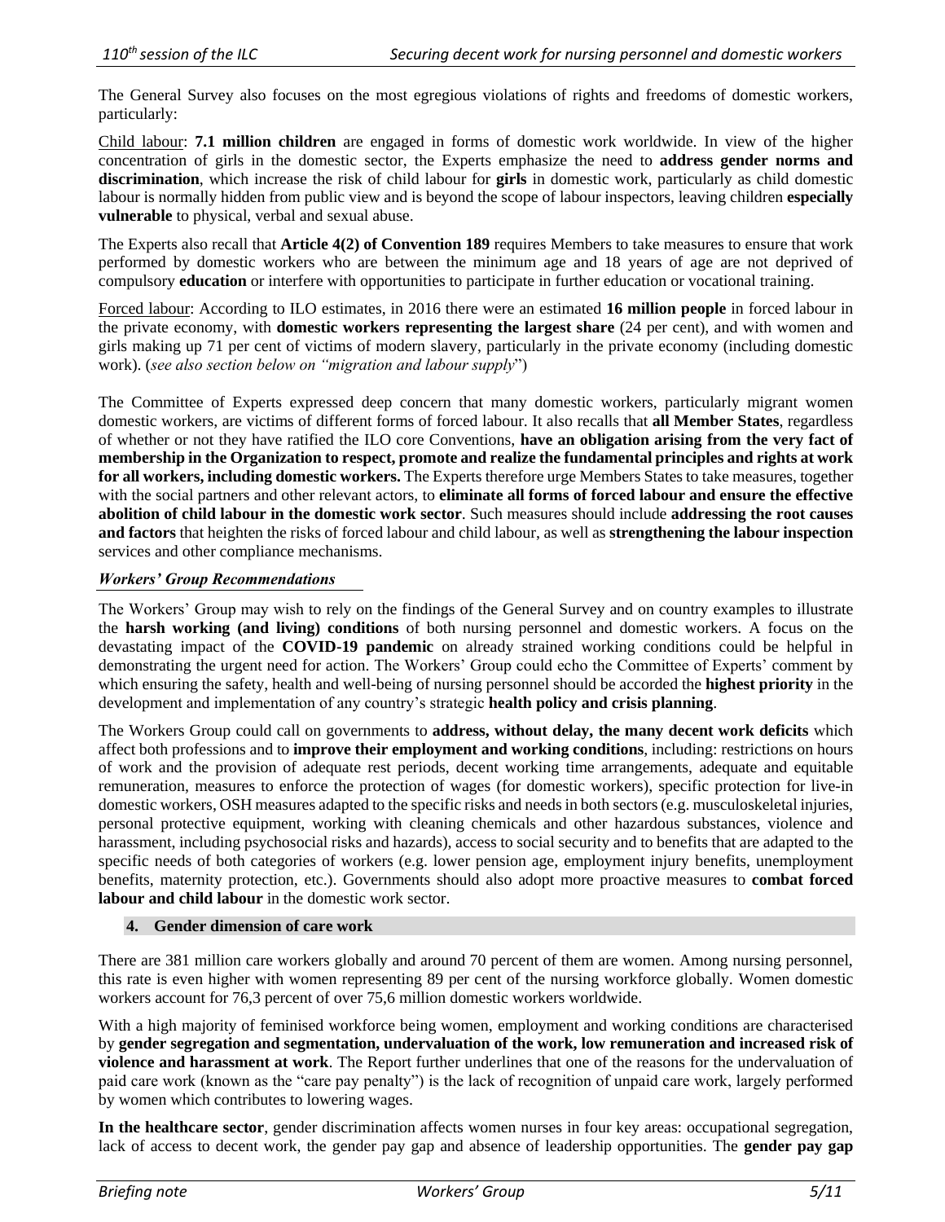The General Survey also focuses on the most egregious violations of rights and freedoms of domestic workers, particularly:

Child labour: **7.1 million children** are engaged in forms of domestic work worldwide. In view of the higher concentration of girls in the domestic sector, the Experts emphasize the need to **address gender norms and discrimination**, which increase the risk of child labour for **girls** in domestic work, particularly as child domestic labour is normally hidden from public view and is beyond the scope of labour inspectors, leaving children **especially vulnerable** to physical, verbal and sexual abuse.

The Experts also recall that **Article 4(2) of Convention 189** requires Members to take measures to ensure that work performed by domestic workers who are between the minimum age and 18 years of age are not deprived of compulsory **education** or interfere with opportunities to participate in further education or vocational training.

Forced labour: According to ILO estimates, in 2016 there were an estimated **16 million people** in forced labour in the private economy, with **domestic workers representing the largest share** (24 per cent), and with women and girls making up 71 per cent of victims of modern slavery, particularly in the private economy (including domestic work). (*see also section below on "migration and labour supply"*)

The Committee of Experts expressed deep concern that many domestic workers, particularly migrant women domestic workers, are victims of different forms of forced labour. It also recalls that **all Member States**, regardless of whether or not they have ratified the ILO core Conventions, **have an obligation arising from the very fact of membership in the Organization to respect, promote and realize the fundamental principles and rights at work for all workers, including domestic workers.** The Experts therefore urge Members States to take measures, together with the social partners and other relevant actors, to **eliminate all forms of forced labour and ensure the effective abolition of child labour in the domestic work sector**. Such measures should include **addressing the root causes and factors** that heighten the risks of forced labour and child labour, as well as **strengthening the labour inspection** services and other compliance mechanisms.

***Workers' Group Recommendations***

The Workers' Group may wish to rely on the findings of the General Survey and on country examples to illustrate the **harsh working (and living) conditions** of both nursing personnel and domestic workers. A focus on the devastating impact of the **COVID-19 pandemic** on already strained working conditions could be helpful in demonstrating the urgent need for action. The Workers' Group could echo the Committee of Experts' comment by which ensuring the safety, health and well-being of nursing personnel should be accorded the **highest priority** in the development and implementation of any country's strategic **health policy and crisis planning**.

The Workers Group could call on governments to **address, without delay, the many decent work deficits** which affect both professions and to **improve their employment and working conditions**, including: restrictions on hours of work and the provision of adequate rest periods, decent working time arrangements, adequate and equitable remuneration, measures to enforce the protection of wages (for domestic workers), specific protection for live-in domestic workers, OSH measures adapted to the specific risks and needs in both sectors (e.g. musculoskeletal injuries, personal protective equipment, working with cleaning chemicals and other hazardous substances, violence and harassment, including psychosocial risks and hazards), access to social security and to benefits that are adapted to the specific needs of both categories of workers (e.g. lower pension age, employment injury benefits, unemployment benefits, maternity protection, etc.). Governments should also adopt more proactive measures to **combat forced labour and child labour** in the domestic work sector.

## 4. Gender dimension of care work

There are 381 million care workers globally and around 70 percent of them are women. Among nursing personnel, this rate is even higher with women representing 89 per cent of the nursing workforce globally. Women domestic workers account for 76,3 percent of over 75,6 million domestic workers worldwide.

With a high majority of feminised workforce being women, employment and working conditions are characterised by **gender segregation and segmentation, undervaluation of the work, low remuneration and increased risk of violence and harassment at work**. The Report further underlines that one of the reasons for the undervaluation of paid care work (known as the "care pay penalty") is the lack of recognition of unpaid care work, largely performed by women which contributes to lowering wages.

**In the healthcare sector**, gender discrimination affects women nurses in four key areas: occupational segregation, lack of access to decent work, the gender pay gap and absence of leadership opportunities. The **gender pay gap**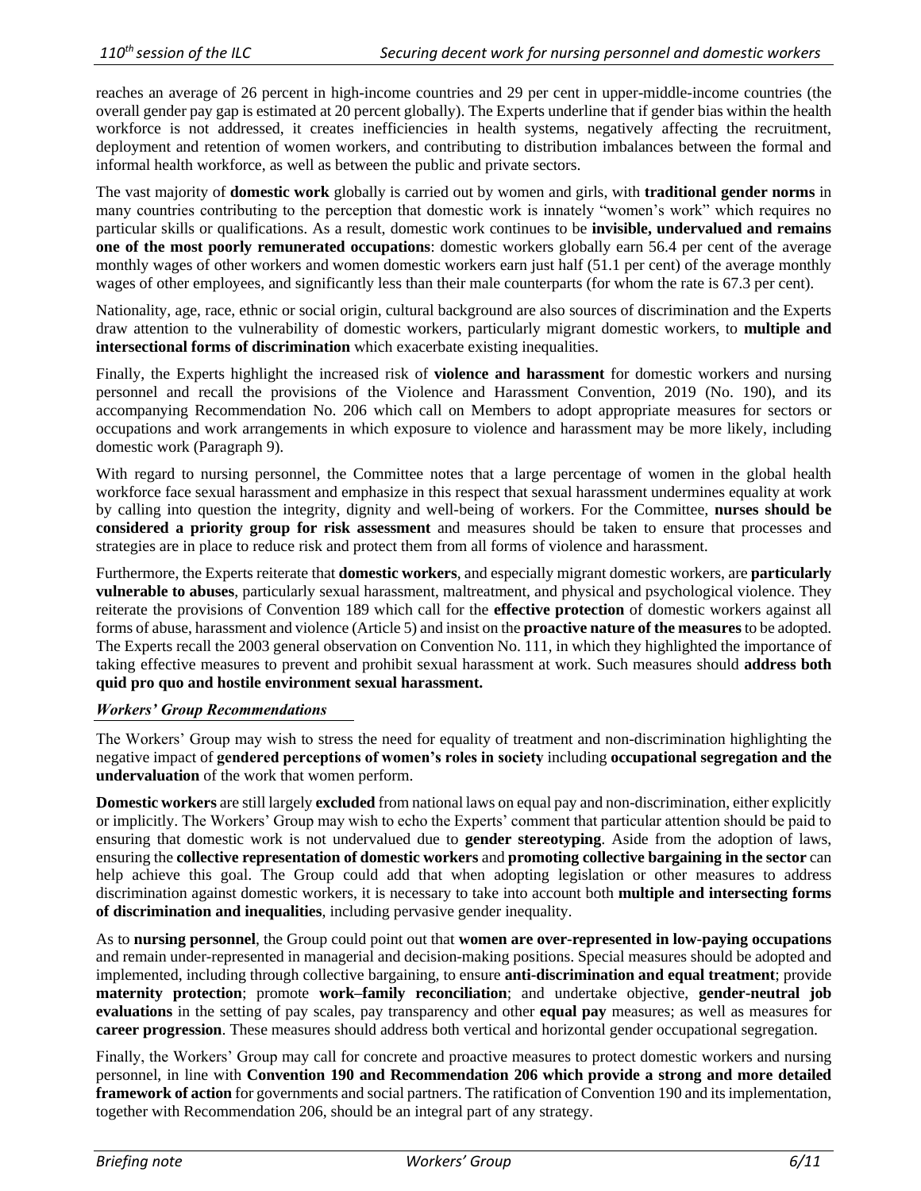reaches an average of 26 percent in high-income countries and 29 per cent in upper-middle-income countries (the overall gender pay gap is estimated at 20 percent globally). The Experts underline that if gender bias within the health workforce is not addressed, it creates inefficiencies in health systems, negatively affecting the recruitment, deployment and retention of women workers, and contributing to distribution imbalances between the formal and informal health workforce, as well as between the public and private sectors.

The vast majority of **domestic work** globally is carried out by women and girls, with **traditional gender norms** in many countries contributing to the perception that domestic work is innately "women's work" which requires no particular skills or qualifications. As a result, domestic work continues to be **invisible, undervalued and remains one of the most poorly remunerated occupations**: domestic workers globally earn 56.4 per cent of the average monthly wages of other workers and women domestic workers earn just half (51.1 per cent) of the average monthly wages of other employees, and significantly less than their male counterparts (for whom the rate is 67.3 per cent).

Nationality, age, race, ethnic or social origin, cultural background are also sources of discrimination and the Experts draw attention to the vulnerability of domestic workers, particularly migrant domestic workers, to **multiple and intersectional forms of discrimination** which exacerbate existing inequalities.

Finally, the Experts highlight the increased risk of **violence and harassment** for domestic workers and nursing personnel and recall the provisions of the Violence and Harassment Convention, 2019 (No. 190), and its accompanying Recommendation No. 206 which call on Members to adopt appropriate measures for sectors or occupations and work arrangements in which exposure to violence and harassment may be more likely, including domestic work (Paragraph 9).

With regard to nursing personnel, the Committee notes that a large percentage of women in the global health workforce face sexual harassment and emphasize in this respect that sexual harassment undermines equality at work by calling into question the integrity, dignity and well-being of workers. For the Committee, **nurses should be considered a priority group for risk assessment** and measures should be taken to ensure that processes and strategies are in place to reduce risk and protect them from all forms of violence and harassment.

Furthermore, the Experts reiterate that **domestic workers**, and especially migrant domestic workers, are **particularly vulnerable to abuses**, particularly sexual harassment, maltreatment, and physical and psychological violence. They reiterate the provisions of Convention 189 which call for the **effective protection** of domestic workers against all forms of abuse, harassment and violence (Article 5) and insist on the **proactive nature of the measures** to be adopted. The Experts recall the 2003 general observation on Convention No. 111, in which they highlighted the importance of taking effective measures to prevent and prohibit sexual harassment at work. Such measures should **address both quid pro quo and hostile environment sexual harassment.**

### *Workers' Group Recommendations*

The Workers' Group may wish to stress the need for equality of treatment and non-discrimination highlighting the negative impact of **gendered perceptions of women's roles in society** including **occupational segregation and the undervaluation** of the work that women perform.

**Domestic workers** are still largely **excluded** from national laws on equal pay and non-discrimination, either explicitly or implicitly. The Workers' Group may wish to echo the Experts' comment that particular attention should be paid to ensuring that domestic work is not undervalued due to **gender stereotyping**. Aside from the adoption of laws, ensuring the **collective representation of domestic workers** and **promoting collective bargaining in the sector** can help achieve this goal. The Group could add that when adopting legislation or other measures to address discrimination against domestic workers, it is necessary to take into account both **multiple and intersecting forms of discrimination and inequalities**, including pervasive gender inequality.

As to **nursing personnel**, the Group could point out that **women are over-represented in low-paying occupations** and remain under-represented in managerial and decision-making positions. Special measures should be adopted and implemented, including through collective bargaining, to ensure **anti-discrimination and equal treatment**; provide **maternity protection**; promote **work–family reconciliation**; and undertake objective, **gender-neutral job evaluations** in the setting of pay scales, pay transparency and other **equal pay** measures; as well as measures for **career progression**. These measures should address both vertical and horizontal gender occupational segregation.

Finally, the Workers' Group may call for concrete and proactive measures to protect domestic workers and nursing personnel, in line with **Convention 190 and Recommendation 206 which provide a strong and more detailed framework of action** for governments and social partners. The ratification of Convention 190 and its implementation, together with Recommendation 206, should be an integral part of any strategy.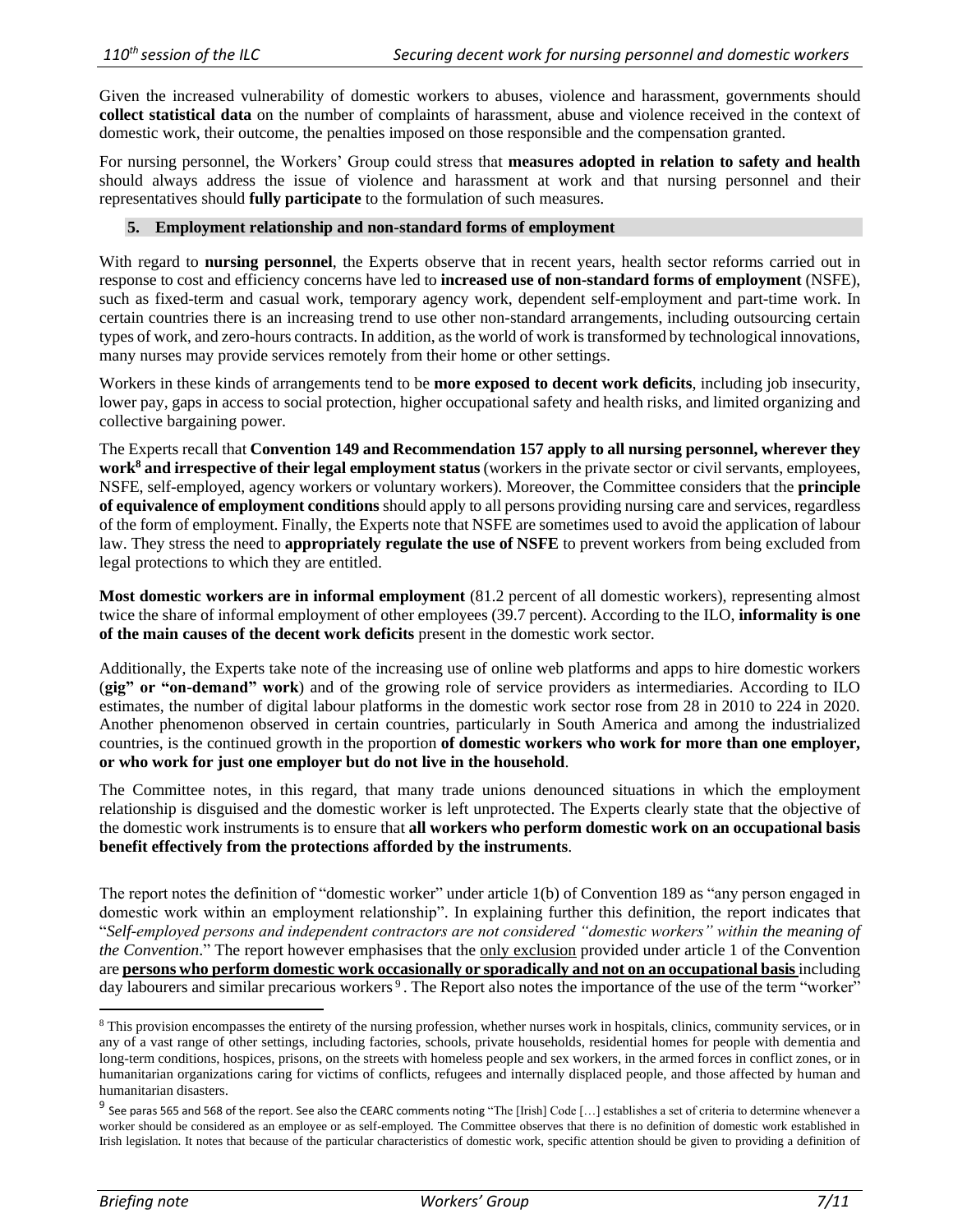Given the increased vulnerability of domestic workers to abuses, violence and harassment, governments should **collect statistical data** on the number of complaints of harassment, abuse and violence received in the context of domestic work, their outcome, the penalties imposed on those responsible and the compensation granted.

For nursing personnel, the Workers' Group could stress that **measures adopted in relation to safety and health** should always address the issue of violence and harassment at work and that nursing personnel and their representatives should **fully participate** to the formulation of such measures.

### 5. Employment relationship and non-standard forms of employment

With regard to **nursing personnel**, the Experts observe that in recent years, health sector reforms carried out in response to cost and efficiency concerns have led to **increased use of non-standard forms of employment** (NSFE), such as fixed-term and casual work, temporary agency work, dependent self-employment and part-time work. In certain countries there is an increasing trend to use other non-standard arrangements, including outsourcing certain types of work, and zero-hours contracts. In addition, as the world of work is transformed by technological innovations, many nurses may provide services remotely from their home or other settings.

Workers in these kinds of arrangements tend to be **more exposed to decent work deficits**, including job insecurity, lower pay, gaps in access to social protection, higher occupational safety and health risks, and limited organizing and collective bargaining power.

The Experts recall that **Convention 149 and Recommendation 157 apply to all nursing personnel, wherever they work[8] and irrespective of their legal employment status** (workers in the private sector or civil servants, employees, NSFE, self-employed, agency workers or voluntary workers). Moreover, the Committee considers that the **principle of equivalence of employment conditions** should apply to all persons providing nursing care and services, regardless of the form of employment. Finally, the Experts note that NSFE are sometimes used to avoid the application of labour law. They stress the need to **appropriately regulate the use of NSFE** to prevent workers from being excluded from legal protections to which they are entitled.

**Most domestic workers are in informal employment** (81.2 percent of all domestic workers), representing almost twice the share of informal employment of other employees (39.7 percent). According to the ILO, **informality is one of the main causes of the decent work deficits** present in the domestic work sector.

Additionally, the Experts take note of the increasing use of online web platforms and apps to hire domestic workers (**gig" or "on-demand" work**) and of the growing role of service providers as intermediaries. According to ILO estimates, the number of digital labour platforms in the domestic work sector rose from 28 in 2010 to 224 in 2020. Another phenomenon observed in certain countries, particularly in South America and among the industrialized countries, is the continued growth in the proportion **of domestic workers who work for more than one employer, or who work for just one employer but do not live in the household**.

The Committee notes, in this regard, that many trade unions denounced situations in which the employment relationship is disguised and the domestic worker is left unprotected. The Experts clearly state that the objective of the domestic work instruments is to ensure that **all workers who perform domestic work on an occupational basis benefit effectively from the protections afforded by the instruments**.

The report notes the definition of "domestic worker" under article 1(b) of Convention 189 as "any person engaged in domestic work within an employment relationship". In explaining further this definition, the report indicates that "*Self-employed persons and independent contractors are not considered "domestic workers" within the meaning of the Convention*." The report however emphasises that the only exclusion provided under article 1 of the Convention are **persons who perform domestic work occasionally or sporadically and not on an occupational basis** including day labourers and similar precarious workers[9]. The Report also notes the importance of the use of the term "worker"

---

[8] This provision encompasses the entirety of the nursing profession, whether nurses work in hospitals, clinics, community services, or in any of a vast range of other settings, including factories, schools, private households, residential homes for people with dementia and long-term conditions, hospices, prisons, on the streets with homeless people and sex workers, in the armed forces in conflict zones, or in humanitarian organizations caring for victims of conflicts, refugees and internally displaced people, and those affected by human and humanitarian disasters.

[9] See paras 565 and 568 of the report. See also the CEARC comments noting "The [Irish] Code […] establishes a set of criteria to determine whenever a worker should be considered as an employee or as self-employed. The Committee observes that there is no definition of domestic work established in Irish legislation. It notes that because of the particular characteristics of domestic work, specific attention should be given to providing a definition of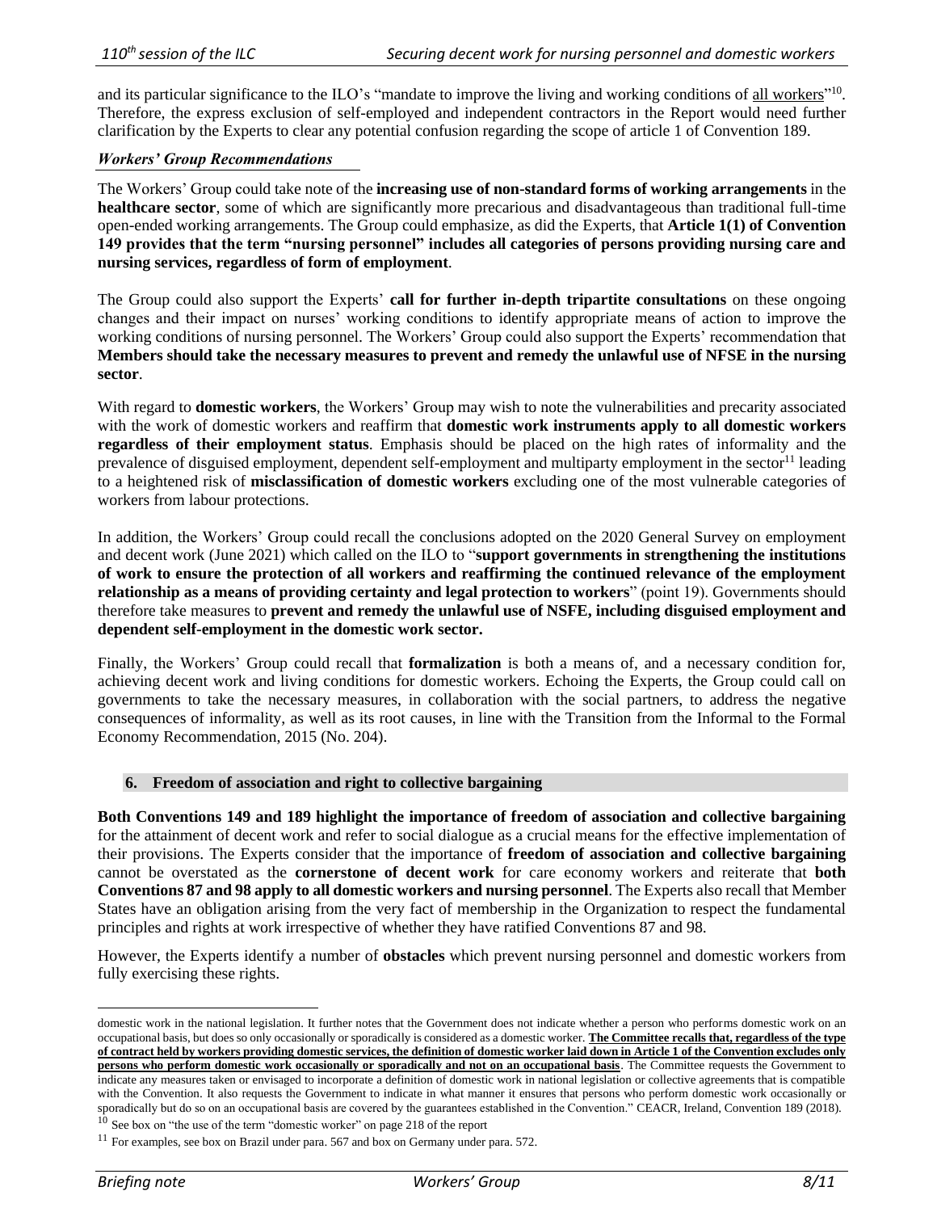and its particular significance to the ILO's "mandate to improve the living and working conditions of <u>all workers</u>"[10]. Therefore, the express exclusion of self-employed and independent contractors in the Report would need further clarification by the Experts to clear any potential confusion regarding the scope of article 1 of Convention 189.

***Workers' Group Recommendations***

The Workers' Group could take note of the **increasing use of non-standard forms of working arrangements** in the **healthcare sector**, some of which are significantly more precarious and disadvantageous than traditional full-time open-ended working arrangements. The Group could emphasize, as did the Experts, that **Article 1(1) of Convention 149 provides that the term "nursing personnel" includes all categories of persons providing nursing care and nursing services, regardless of form of employment**.

The Group could also support the Experts' **call for further in-depth tripartite consultations** on these ongoing changes and their impact on nurses' working conditions to identify appropriate means of action to improve the working conditions of nursing personnel. The Workers' Group could also support the Experts' recommendation that **Members should take the necessary measures to prevent and remedy the unlawful use of NFSE in the nursing sector**.

With regard to **domestic workers**, the Workers' Group may wish to note the vulnerabilities and precarity associated with the work of domestic workers and reaffirm that **domestic work instruments apply to all domestic workers regardless of their employment status**. Emphasis should be placed on the high rates of informality and the prevalence of disguised employment, dependent self-employment and multiparty employment in the sector[11] leading to a heightened risk of **misclassification of domestic workers** excluding one of the most vulnerable categories of workers from labour protections.

In addition, the Workers' Group could recall the conclusions adopted on the 2020 General Survey on employment and decent work (June 2021) which called on the ILO to "**support governments in strengthening the institutions of work to ensure the protection of all workers and reaffirming the continued relevance of the employment relationship as a means of providing certainty and legal protection to workers**" (point 19). Governments should therefore take measures to **prevent and remedy the unlawful use of NSFE, including disguised employment and dependent self-employment in the domestic work sector.**

Finally, the Workers' Group could recall that **formalization** is both a means of, and a necessary condition for, achieving decent work and living conditions for domestic workers. Echoing the Experts, the Group could call on governments to take the necessary measures, in collaboration with the social partners, to address the negative consequences of informality, as well as its root causes, in line with the Transition from the Informal to the Formal Economy Recommendation, 2015 (No. 204).

## 6. Freedom of association and right to collective bargaining

**Both Conventions 149 and 189 highlight the importance of freedom of association and collective bargaining** for the attainment of decent work and refer to social dialogue as a crucial means for the effective implementation of their provisions. The Experts consider that the importance of **freedom of association and collective bargaining** cannot be overstated as the **cornerstone of decent work** for care economy workers and reiterate that **both Conventions 87 and 98 apply to all domestic workers and nursing personnel**. The Experts also recall that Member States have an obligation arising from the very fact of membership in the Organization to respect the fundamental principles and rights at work irrespective of whether they have ratified Conventions 87 and 98.

However, the Experts identify a number of **obstacles** which prevent nursing personnel and domestic workers from fully exercising these rights.

---

domestic work in the national legislation. It further notes that the Government does not indicate whether a person who performs domestic work on an occupational basis, but does so only occasionally or sporadically is considered as a domestic worker. **<u>The Committee recalls that, regardless of the type of contract held by workers providing domestic services, the definition of domestic worker laid down in Article 1 of the Convention excludes only persons who perform domestic work occasionally or sporadically and not on an occupational basis</u>**. The Committee requests the Government to indicate any measures taken or envisaged to incorporate a definition of domestic work in national legislation or collective agreements that is compatible with the Convention. It also requests the Government to indicate in what manner it ensures that persons who perform domestic work occasionally or sporadically but do so on an occupational basis are covered by the guarantees established in the Convention." CEACR, Ireland, Convention 189 (2018).

[10] See box on "the use of the term "domestic worker" on page 218 of the report

[11] For examples, see box on Brazil under para. 567 and box on Germany under para. 572.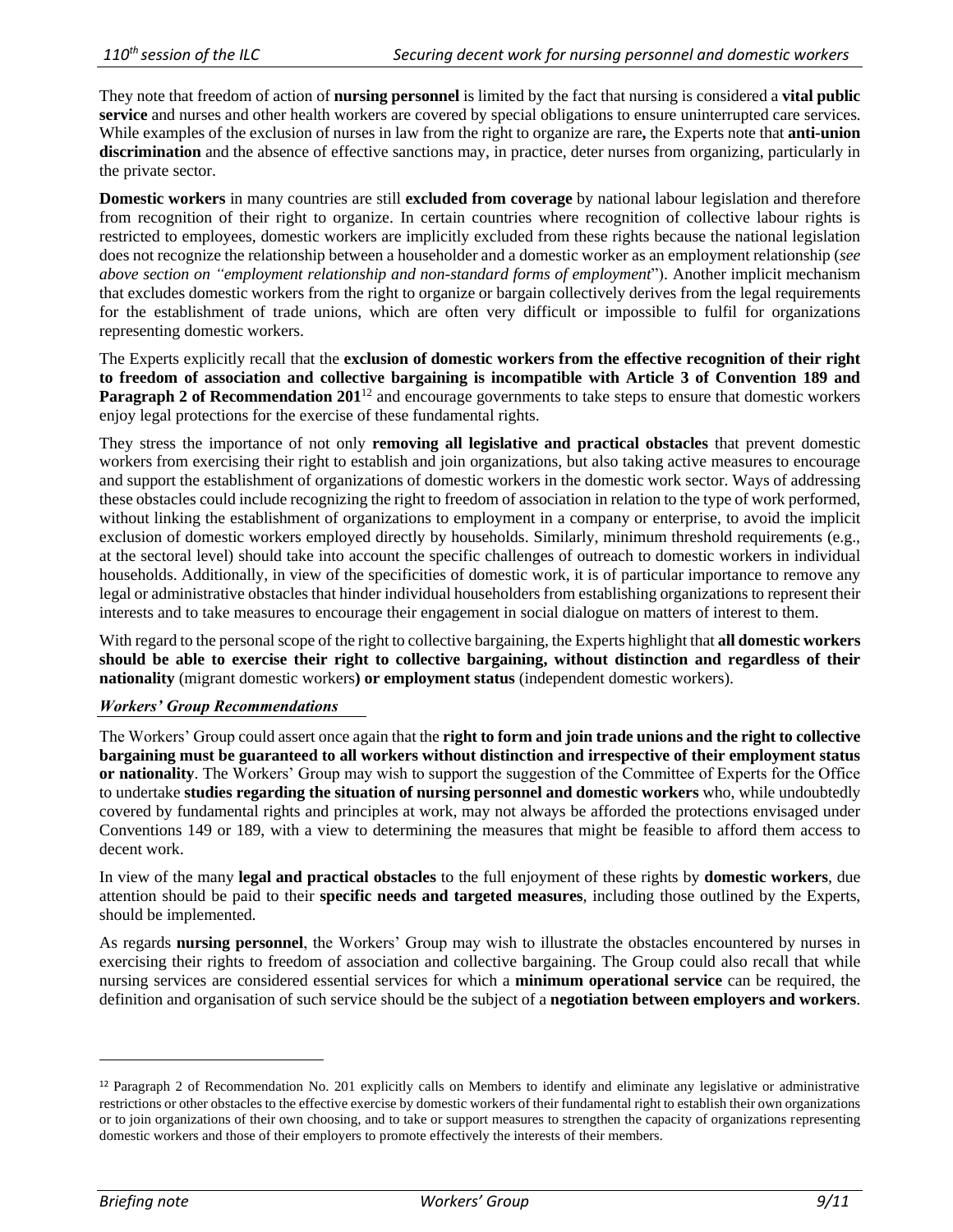They note that freedom of action of **nursing personnel** is limited by the fact that nursing is considered a **vital public service** and nurses and other health workers are covered by special obligations to ensure uninterrupted care services. While examples of the exclusion of nurses in law from the right to organize are rare**,** the Experts note that **anti-union discrimination** and the absence of effective sanctions may, in practice, deter nurses from organizing, particularly in the private sector.

**Domestic workers** in many countries are still **excluded from coverage** by national labour legislation and therefore from recognition of their right to organize. In certain countries where recognition of collective labour rights is restricted to employees, domestic workers are implicitly excluded from these rights because the national legislation does not recognize the relationship between a householder and a domestic worker as an employment relationship (*see above section on "employment relationship and non-standard forms of employment*"). Another implicit mechanism that excludes domestic workers from the right to organize or bargain collectively derives from the legal requirements for the establishment of trade unions, which are often very difficult or impossible to fulfil for organizations representing domestic workers.

The Experts explicitly recall that the **exclusion of domestic workers from the effective recognition of their right to freedom of association and collective bargaining is incompatible with Article 3 of Convention 189 and Paragraph 2 of Recommendation 201**[12] and encourage governments to take steps to ensure that domestic workers enjoy legal protections for the exercise of these fundamental rights.

They stress the importance of not only **removing all legislative and practical obstacles** that prevent domestic workers from exercising their right to establish and join organizations, but also taking active measures to encourage and support the establishment of organizations of domestic workers in the domestic work sector. Ways of addressing these obstacles could include recognizing the right to freedom of association in relation to the type of work performed, without linking the establishment of organizations to employment in a company or enterprise, to avoid the implicit exclusion of domestic workers employed directly by households. Similarly, minimum threshold requirements (e.g., at the sectoral level) should take into account the specific challenges of outreach to domestic workers in individual households. Additionally, in view of the specificities of domestic work, it is of particular importance to remove any legal or administrative obstacles that hinder individual householders from establishing organizations to represent their interests and to take measures to encourage their engagement in social dialogue on matters of interest to them.

With regard to the personal scope of the right to collective bargaining, the Experts highlight that **all domestic workers should be able to exercise their right to collective bargaining, without distinction and regardless of their nationality** (migrant domestic workers**) or employment status** (independent domestic workers).

***Workers' Group Recommendations***

The Workers' Group could assert once again that the **right to form and join trade unions and the right to collective bargaining must be guaranteed to all workers without distinction and irrespective of their employment status or nationality**. The Workers' Group may wish to support the suggestion of the Committee of Experts for the Office to undertake **studies regarding the situation of nursing personnel and domestic workers** who, while undoubtedly covered by fundamental rights and principles at work, may not always be afforded the protections envisaged under Conventions 149 or 189, with a view to determining the measures that might be feasible to afford them access to decent work.

In view of the many **legal and practical obstacles** to the full enjoyment of these rights by **domestic workers**, due attention should be paid to their **specific needs and targeted measures**, including those outlined by the Experts, should be implemented.

As regards **nursing personnel**, the Workers' Group may wish to illustrate the obstacles encountered by nurses in exercising their rights to freedom of association and collective bargaining. The Group could also recall that while nursing services are considered essential services for which a **minimum operational service** can be required, the definition and organisation of such service should be the subject of a **negotiation between employers and workers**.

---

[12] Paragraph 2 of Recommendation No. 201 explicitly calls on Members to identify and eliminate any legislative or administrative restrictions or other obstacles to the effective exercise by domestic workers of their fundamental right to establish their own organizations or to join organizations of their own choosing, and to take or support measures to strengthen the capacity of organizations representing domestic workers and those of their employers to promote effectively the interests of their members.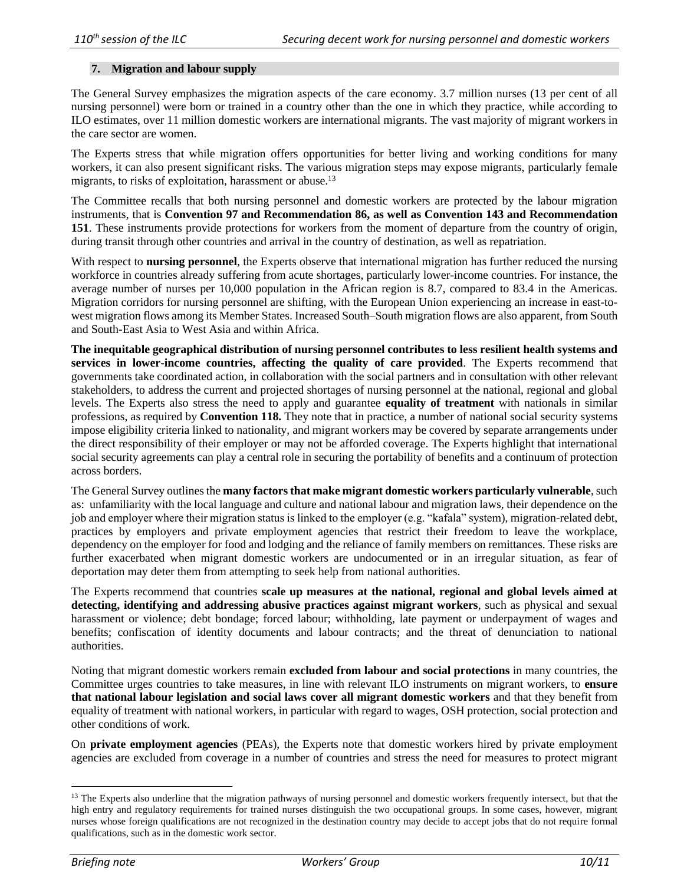### 7. Migration and labour supply

The General Survey emphasizes the migration aspects of the care economy. 3.7 million nurses (13 per cent of all nursing personnel) were born or trained in a country other than the one in which they practice, while according to ILO estimates, over 11 million domestic workers are international migrants. The vast majority of migrant workers in the care sector are women.

The Experts stress that while migration offers opportunities for better living and working conditions for many workers, it can also present significant risks. The various migration steps may expose migrants, particularly female migrants, to risks of exploitation, harassment or abuse.[13]

The Committee recalls that both nursing personnel and domestic workers are protected by the labour migration instruments, that is **Convention 97 and Recommendation 86, as well as Convention 143 and Recommendation 151**. These instruments provide protections for workers from the moment of departure from the country of origin, during transit through other countries and arrival in the country of destination, as well as repatriation.

With respect to **nursing personnel**, the Experts observe that international migration has further reduced the nursing workforce in countries already suffering from acute shortages, particularly lower-income countries. For instance, the average number of nurses per 10,000 population in the African region is 8.7, compared to 83.4 in the Americas. Migration corridors for nursing personnel are shifting, with the European Union experiencing an increase in east-to-west migration flows among its Member States. Increased South–South migration flows are also apparent, from South and South-East Asia to West Asia and within Africa.

**The inequitable geographical distribution of nursing personnel contributes to less resilient health systems and services in lower-income countries, affecting the quality of care provided**. The Experts recommend that governments take coordinated action, in collaboration with the social partners and in consultation with other relevant stakeholders, to address the current and projected shortages of nursing personnel at the national, regional and global levels. The Experts also stress the need to apply and guarantee **equality of treatment** with nationals in similar professions, as required by **Convention 118.** They note that in practice, a number of national social security systems impose eligibility criteria linked to nationality, and migrant workers may be covered by separate arrangements under the direct responsibility of their employer or may not be afforded coverage. The Experts highlight that international social security agreements can play a central role in securing the portability of benefits and a continuum of protection across borders.

The General Survey outlines the **many factors that make migrant domestic workers particularly vulnerable**, such as: unfamiliarity with the local language and culture and national labour and migration laws, their dependence on the job and employer where their migration status is linked to the employer (e.g. "kafala" system), migration-related debt, practices by employers and private employment agencies that restrict their freedom to leave the workplace, dependency on the employer for food and lodging and the reliance of family members on remittances. These risks are further exacerbated when migrant domestic workers are undocumented or in an irregular situation, as fear of deportation may deter them from attempting to seek help from national authorities.

The Experts recommend that countries **scale up measures at the national, regional and global levels aimed at detecting, identifying and addressing abusive practices against migrant workers**, such as physical and sexual harassment or violence; debt bondage; forced labour; withholding, late payment or underpayment of wages and benefits; confiscation of identity documents and labour contracts; and the threat of denunciation to national authorities.

Noting that migrant domestic workers remain **excluded from labour and social protections** in many countries, the Committee urges countries to take measures, in line with relevant ILO instruments on migrant workers, to **ensure that national labour legislation and social laws cover all migrant domestic workers** and that they benefit from equality of treatment with national workers, in particular with regard to wages, OSH protection, social protection and other conditions of work.

On **private employment agencies** (PEAs), the Experts note that domestic workers hired by private employment agencies are excluded from coverage in a number of countries and stress the need for measures to protect migrant

---

[13] The Experts also underline that the migration pathways of nursing personnel and domestic workers frequently intersect, but that the high entry and regulatory requirements for trained nurses distinguish the two occupational groups. In some cases, however, migrant nurses whose foreign qualifications are not recognized in the destination country may decide to accept jobs that do not require formal qualifications, such as in the domestic work sector.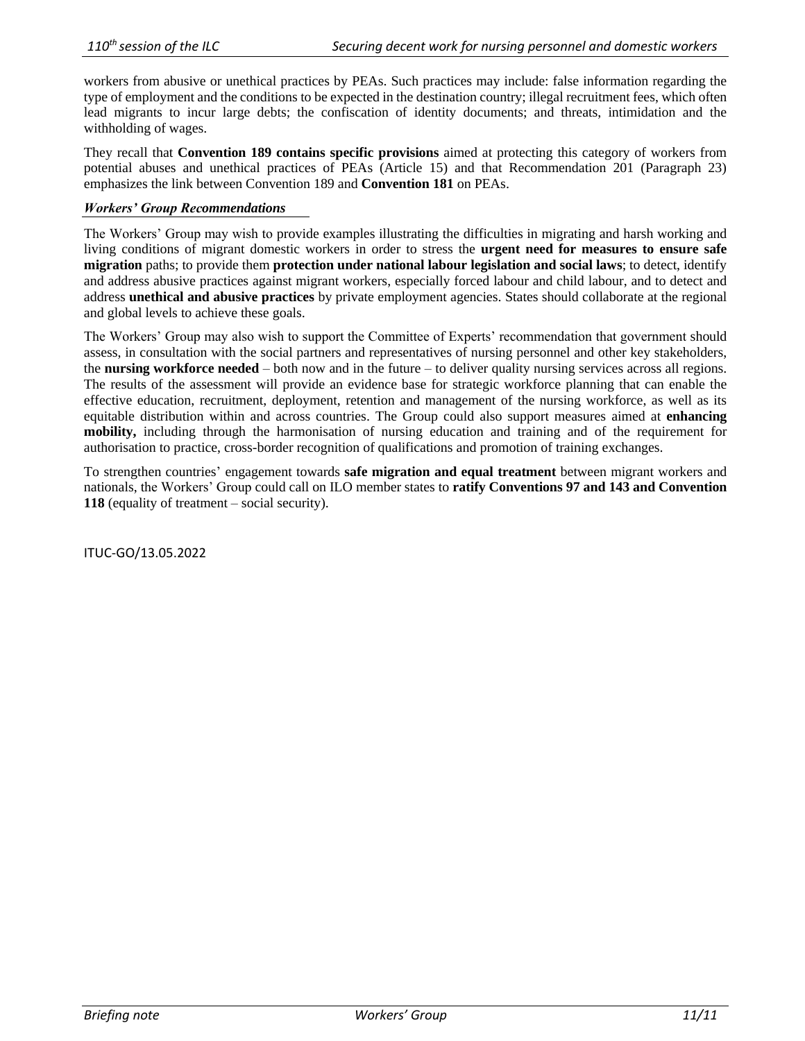workers from abusive or unethical practices by PEAs. Such practices may include: false information regarding the type of employment and the conditions to be expected in the destination country; illegal recruitment fees, which often lead migrants to incur large debts; the confiscation of identity documents; and threats, intimidation and the withholding of wages.

They recall that **Convention 189 contains specific provisions** aimed at protecting this category of workers from potential abuses and unethical practices of PEAs (Article 15) and that Recommendation 201 (Paragraph 23) emphasizes the link between Convention 189 and **Convention 181** on PEAs.

***Workers' Group Recommendations***

The Workers' Group may wish to provide examples illustrating the difficulties in migrating and harsh working and living conditions of migrant domestic workers in order to stress the **urgent need for measures to ensure safe migration** paths; to provide them **protection under national labour legislation and social laws**; to detect, identify and address abusive practices against migrant workers, especially forced labour and child labour, and to detect and address **unethical and abusive practices** by private employment agencies. States should collaborate at the regional and global levels to achieve these goals.

The Workers' Group may also wish to support the Committee of Experts' recommendation that government should assess, in consultation with the social partners and representatives of nursing personnel and other key stakeholders, the **nursing workforce needed** – both now and in the future – to deliver quality nursing services across all regions. The results of the assessment will provide an evidence base for strategic workforce planning that can enable the effective education, recruitment, deployment, retention and management of the nursing workforce, as well as its equitable distribution within and across countries. The Group could also support measures aimed at **enhancing mobility,** including through the harmonisation of nursing education and training and of the requirement for authorisation to practice, cross-border recognition of qualifications and promotion of training exchanges.

To strengthen countries' engagement towards **safe migration and equal treatment** between migrant workers and nationals, the Workers' Group could call on ILO member states to **ratify Conventions 97 and 143 and Convention 118** (equality of treatment – social security).

ITUC-GO/13.05.2022